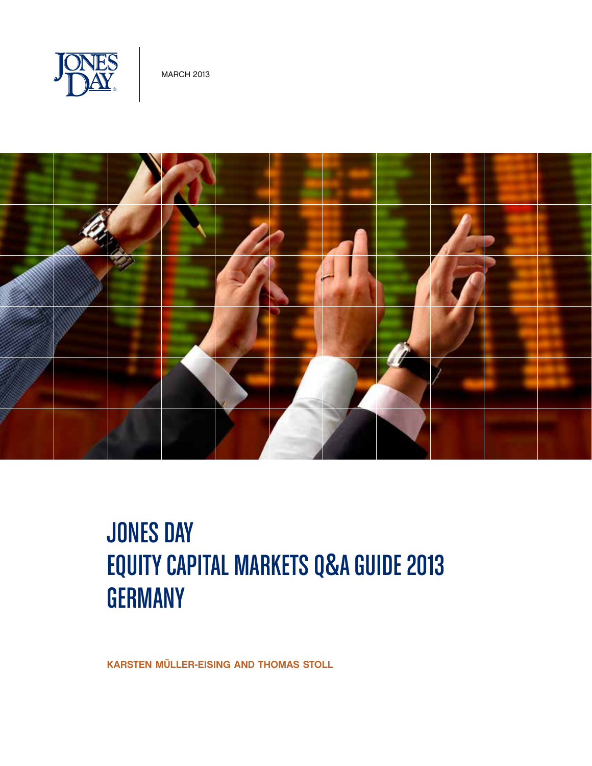JONES DAY

MARCH 2013

# JONES DAY
# EQUITY CAPITAL MARKETS Q&A GUIDE 2013
# GERMANY

**KARSTEN MÜLLER-EISING AND THOMAS STOLL**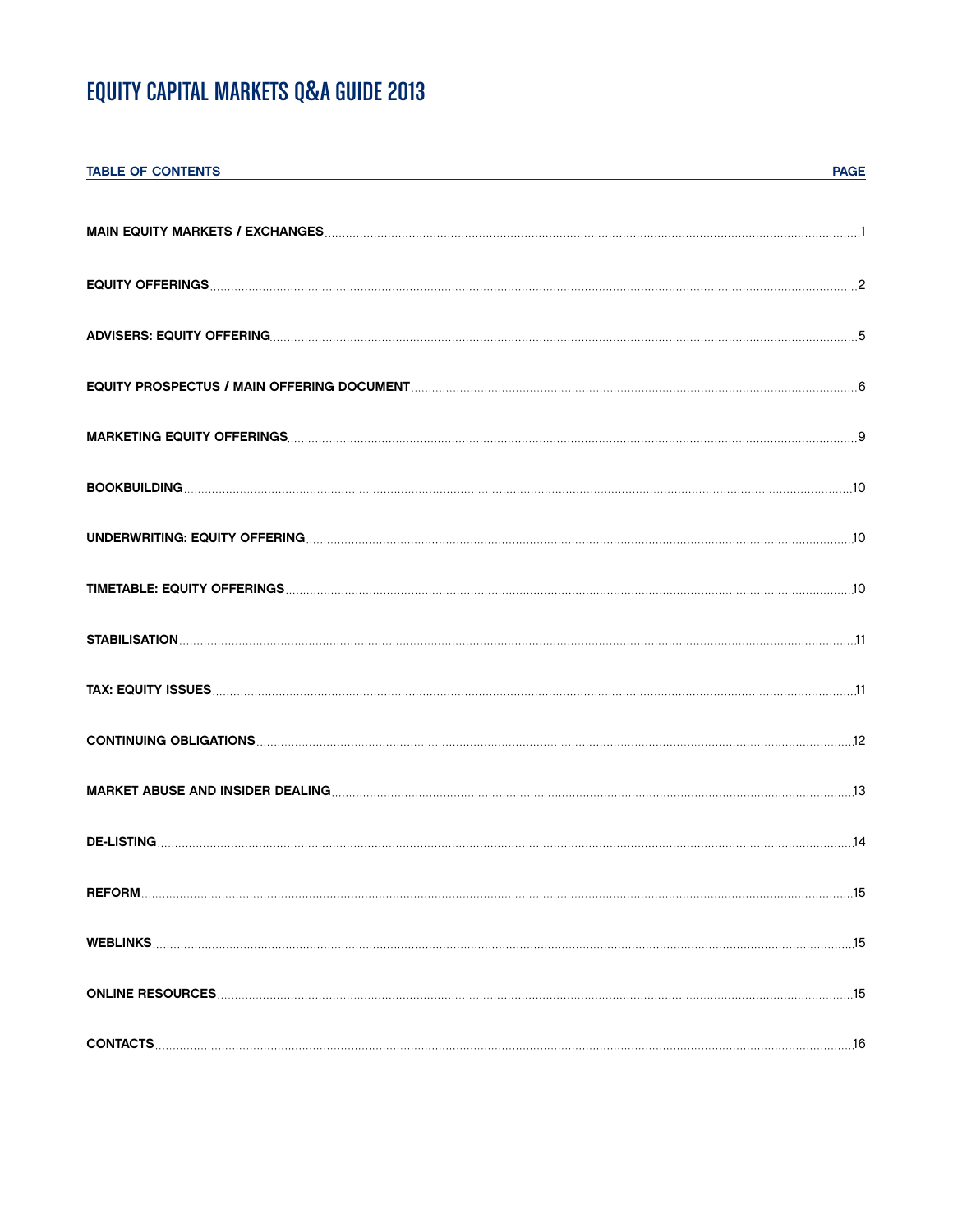# EQUITY CAPITAL MARKETS Q&A GUIDE 2013

| TABLE OF CONTENTS | PAGE |
| --- | --- |
| MAIN EQUITY MARKETS / EXCHANGES | 1 |
| EQUITY OFFERINGS | 2 |
| ADVISERS: EQUITY OFFERING | 5 |
| EQUITY PROSPECTUS / MAIN OFFERING DOCUMENT | 6 |
| MARKETING EQUITY OFFERINGS | 9 |
| BOOKBUILDING | 10 |
| UNDERWRITING: EQUITY OFFERING | 10 |
| TIMETABLE: EQUITY OFFERINGS | 10 |
| STABILISATION | 11 |
| TAX: EQUITY ISSUES | 11 |
| CONTINUING OBLIGATIONS | 12 |
| MARKET ABUSE AND INSIDER DEALING | 13 |
| DE-LISTING | 14 |
| REFORM | 15 |
| WEBLINKS | 15 |
| ONLINE RESOURCES | 15 |
| CONTACTS | 16 |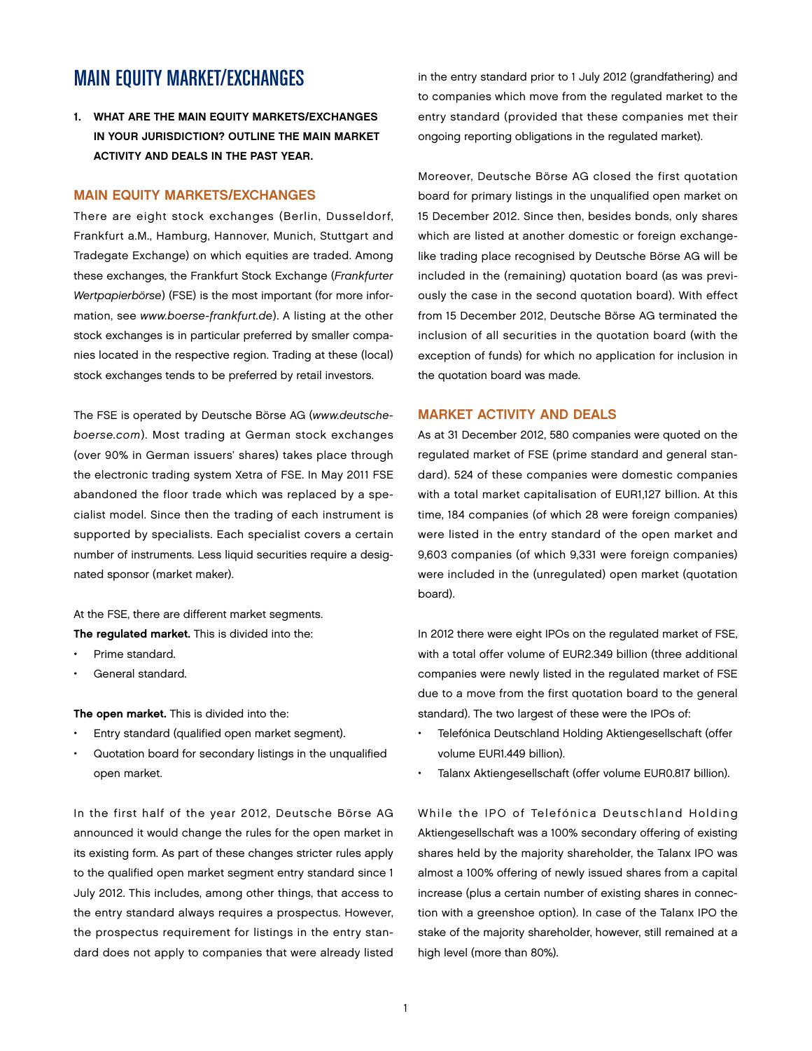# MAIN EQUITY MARKET/EXCHANGES

**1. WHAT ARE THE MAIN EQUITY MARKETS/EXCHANGES IN YOUR JURISDICTION? OUTLINE THE MAIN MARKET ACTIVITY AND DEALS IN THE PAST YEAR.**

## MAIN EQUITY MARKETS/EXCHANGES

There are eight stock exchanges (Berlin, Dusseldorf, Frankfurt a.M., Hamburg, Hannover, Munich, Stuttgart and Tradegate Exchange) on which equities are traded. Among these exchanges, the Frankfurt Stock Exchange (*Frankfurter Wertpapierbörse*) (FSE) is the most important (for more information, see *www.boerse-frankfurt.de*). A listing at the other stock exchanges is in particular preferred by smaller companies located in the respective region. Trading at these (local) stock exchanges tends to be preferred by retail investors.

The FSE is operated by Deutsche Börse AG (*www.deutsche-boerse.com*). Most trading at German stock exchanges (over 90% in German issuers' shares) takes place through the electronic trading system Xetra of FSE. In May 2011 FSE abandoned the floor trade which was replaced by a specialist model. Since then the trading of each instrument is supported by specialists. Each specialist covers a certain number of instruments. Less liquid securities require a designated sponsor (market maker).

At the FSE, there are different market segments.

**The regulated market.** This is divided into the:

- Prime standard.
- General standard.

**The open market.** This is divided into the:

- Entry standard (qualified open market segment).
- Quotation board for secondary listings in the unqualified open market.

In the first half of the year 2012, Deutsche Börse AG announced it would change the rules for the open market in its existing form. As part of these changes stricter rules apply to the qualified open market segment entry standard since 1 July 2012. This includes, among other things, that access to the entry standard always requires a prospectus. However, the prospectus requirement for listings in the entry standard does not apply to companies that were already listed in the entry standard prior to 1 July 2012 (grandfathering) and to companies which move from the regulated market to the entry standard (provided that these companies met their ongoing reporting obligations in the regulated market).

Moreover, Deutsche Börse AG closed the first quotation board for primary listings in the unqualified open market on 15 December 2012. Since then, besides bonds, only shares which are listed at another domestic or foreign exchange-like trading place recognised by Deutsche Börse AG will be included in the (remaining) quotation board (as was previously the case in the second quotation board). With effect from 15 December 2012, Deutsche Börse AG terminated the inclusion of all securities in the quotation board (with the exception of funds) for which no application for inclusion in the quotation board was made.

## MARKET ACTIVITY AND DEALS

As at 31 December 2012, 580 companies were quoted on the regulated market of FSE (prime standard and general standard). 524 of these companies were domestic companies with a total market capitalisation of EUR1,127 billion. At this time, 184 companies (of which 28 were foreign companies) were listed in the entry standard of the open market and 9,603 companies (of which 9,331 were foreign companies) were included in the (unregulated) open market (quotation board).

In 2012 there were eight IPOs on the regulated market of FSE, with a total offer volume of EUR2.349 billion (three additional companies were newly listed in the regulated market of FSE due to a move from the first quotation board to the general standard). The two largest of these were the IPOs of:

- Telefónica Deutschland Holding Aktiengesellschaft (offer volume EUR1.449 billion).
- Talanx Aktiengesellschaft (offer volume EUR0.817 billion).

While the IPO of Telefónica Deutschland Holding Aktiengesellschaft was a 100% secondary offering of existing shares held by the majority shareholder, the Talanx IPO was almost a 100% offering of newly issued shares from a capital increase (plus a certain number of existing shares in connection with a greenshoe option). In case of the Talanx IPO the stake of the majority shareholder, however, still remained at a high level (more than 80%).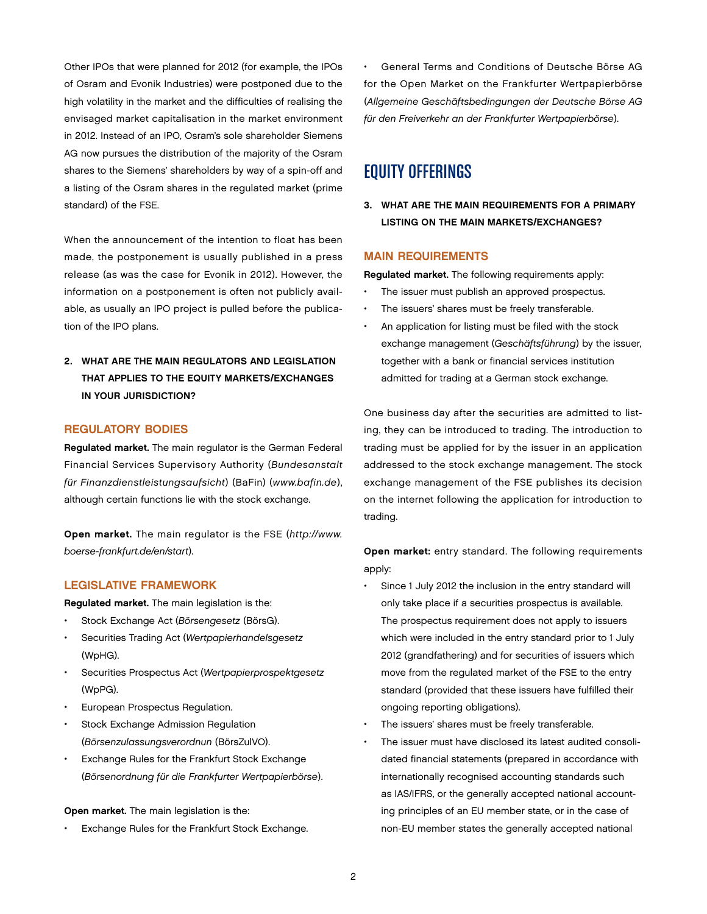Other IPOs that were planned for 2012 (for example, the IPOs of Osram and Evonik Industries) were postponed due to the high volatility in the market and the difficulties of realising the envisaged market capitalisation in the market environment in 2012. Instead of an IPO, Osram's sole shareholder Siemens AG now pursues the distribution of the majority of the Osram shares to the Siemens' shareholders by way of a spin-off and a listing of the Osram shares in the regulated market (prime standard) of the FSE.

When the announcement of the intention to float has been made, the postponement is usually published in a press release (as was the case for Evonik in 2012). However, the information on a postponement is often not publicly available, as usually an IPO project is pulled before the publication of the IPO plans.

**2. WHAT ARE THE MAIN REGULATORS AND LEGISLATION THAT APPLIES TO THE EQUITY MARKETS/EXCHANGES IN YOUR JURISDICTION?**

### REGULATORY BODIES

**Regulated market.** The main regulator is the German Federal Financial Services Supervisory Authority (*Bundesanstalt für Finanzdienstleistungsaufsicht*) (BaFin) (*www.bafin.de*), although certain functions lie with the stock exchange.

**Open market.** The main regulator is the FSE (*http://www.boerse-frankfurt.de/en/start*).

### LEGISLATIVE FRAMEWORK

**Regulated market.** The main legislation is the:

- Stock Exchange Act (*Börsengesetz* (BörsG).
- Securities Trading Act (*Wertpapierhandelsgesetz* (WpHG).
- Securities Prospectus Act (*Wertpapierprospektgesetz* (WpPG).
- European Prospectus Regulation.
- Stock Exchange Admission Regulation (*Börsenzulassungsverordnun* (BörsZulVO).
- Exchange Rules for the Frankfurt Stock Exchange (*Börsenordnung für die Frankfurter Wertpapierbörse*).

**Open market.** The main legislation is the:

- Exchange Rules for the Frankfurt Stock Exchange.
- General Terms and Conditions of Deutsche Börse AG for the Open Market on the Frankfurter Wertpapierbörse (*Allgemeine Geschäftsbedingungen der Deutsche Börse AG für den Freiverkehr an der Frankfurter Wertpapierbörse*).

## EQUITY OFFERINGS

**3. WHAT ARE THE MAIN REQUIREMENTS FOR A PRIMARY LISTING ON THE MAIN MARKETS/EXCHANGES?**

### MAIN REQUIREMENTS

**Regulated market.** The following requirements apply:

- The issuer must publish an approved prospectus.
- The issuers' shares must be freely transferable.
- An application for listing must be filed with the stock exchange management (*Geschäftsführung*) by the issuer, together with a bank or financial services institution admitted for trading at a German stock exchange.

One business day after the securities are admitted to listing, they can be introduced to trading. The introduction to trading must be applied for by the issuer in an application addressed to the stock exchange management. The stock exchange management of the FSE publishes its decision on the internet following the application for introduction to trading.

**Open market:** entry standard. The following requirements apply:

- Since 1 July 2012 the inclusion in the entry standard will only take place if a securities prospectus is available. The prospectus requirement does not apply to issuers which were included in the entry standard prior to 1 July 2012 (grandfathering) and for securities of issuers which move from the regulated market of the FSE to the entry standard (provided that these issuers have fulfilled their ongoing reporting obligations).
- The issuers' shares must be freely transferable.
- The issuer must have disclosed its latest audited consolidated financial statements (prepared in accordance with internationally recognised accounting standards such as IAS/IFRS, or the generally accepted national accounting principles of an EU member state, or in the case of non-EU member states the generally accepted national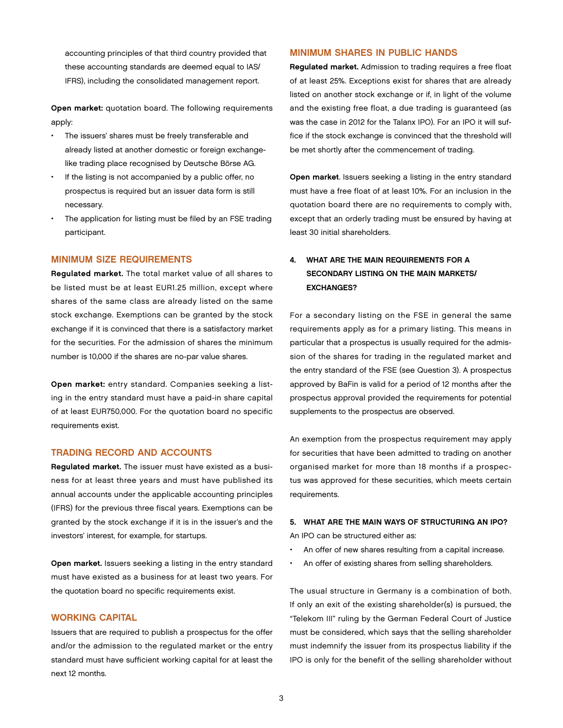accounting principles of that third country provided that these accounting standards are deemed equal to IAS/IFRS), including the consolidated management report.

**Open market:** quotation board. The following requirements apply:

- The issuers' shares must be freely transferable and already listed at another domestic or foreign exchange-like trading place recognised by Deutsche Börse AG.
- If the listing is not accompanied by a public offer, no prospectus is required but an issuer data form is still necessary.
- The application for listing must be filed by an FSE trading participant.

## MINIMUM SIZE REQUIREMENTS

**Regulated market.** The total market value of all shares to be listed must be at least EUR1.25 million, except where shares of the same class are already listed on the same stock exchange. Exemptions can be granted by the stock exchange if it is convinced that there is a satisfactory market for the securities. For the admission of shares the minimum number is 10,000 if the shares are no-par value shares.

**Open market:** entry standard. Companies seeking a listing in the entry standard must have a paid-in share capital of at least EUR750,000. For the quotation board no specific requirements exist.

## TRADING RECORD AND ACCOUNTS

**Regulated market.** The issuer must have existed as a business for at least three years and must have published its annual accounts under the applicable accounting principles (IFRS) for the previous three fiscal years. Exemptions can be granted by the stock exchange if it is in the issuer's and the investors' interest, for example, for startups.

**Open market.** Issuers seeking a listing in the entry standard must have existed as a business for at least two years. For the quotation board no specific requirements exist.

## WORKING CAPITAL

Issuers that are required to publish a prospectus for the offer and/or the admission to the regulated market or the entry standard must have sufficient working capital for at least the next 12 months.

## MINIMUM SHARES IN PUBLIC HANDS

**Regulated market.** Admission to trading requires a free float of at least 25%. Exceptions exist for shares that are already listed on another stock exchange or if, in light of the volume and the existing free float, a due trading is guaranteed (as was the case in 2012 for the Talanx IPO). For an IPO it will suffice if the stock exchange is convinced that the threshold will be met shortly after the commencement of trading.

**Open market**. Issuers seeking a listing in the entry standard must have a free float of at least 10%. For an inclusion in the quotation board there are no requirements to comply with, except that an orderly trading must be ensured by having at least 30 initial shareholders.

### 4. WHAT ARE THE MAIN REQUIREMENTS FOR A SECONDARY LISTING ON THE MAIN MARKETS/EXCHANGES?

For a secondary listing on the FSE in general the same requirements apply as for a primary listing. This means in particular that a prospectus is usually required for the admission of the shares for trading in the regulated market and the entry standard of the FSE (see Question 3). A prospectus approved by BaFin is valid for a period of 12 months after the prospectus approval provided the requirements for potential supplements to the prospectus are observed.

An exemption from the prospectus requirement may apply for securities that have been admitted to trading on another organised market for more than 18 months if a prospectus was approved for these securities, which meets certain requirements.

### 5. WHAT ARE THE MAIN WAYS OF STRUCTURING AN IPO?

An IPO can be structured either as:

- An offer of new shares resulting from a capital increase.
- An offer of existing shares from selling shareholders.

The usual structure in Germany is a combination of both. If only an exit of the existing shareholder(s) is pursued, the "Telekom III" ruling by the German Federal Court of Justice must be considered, which says that the selling shareholder must indemnify the issuer from its prospectus liability if the IPO is only for the benefit of the selling shareholder without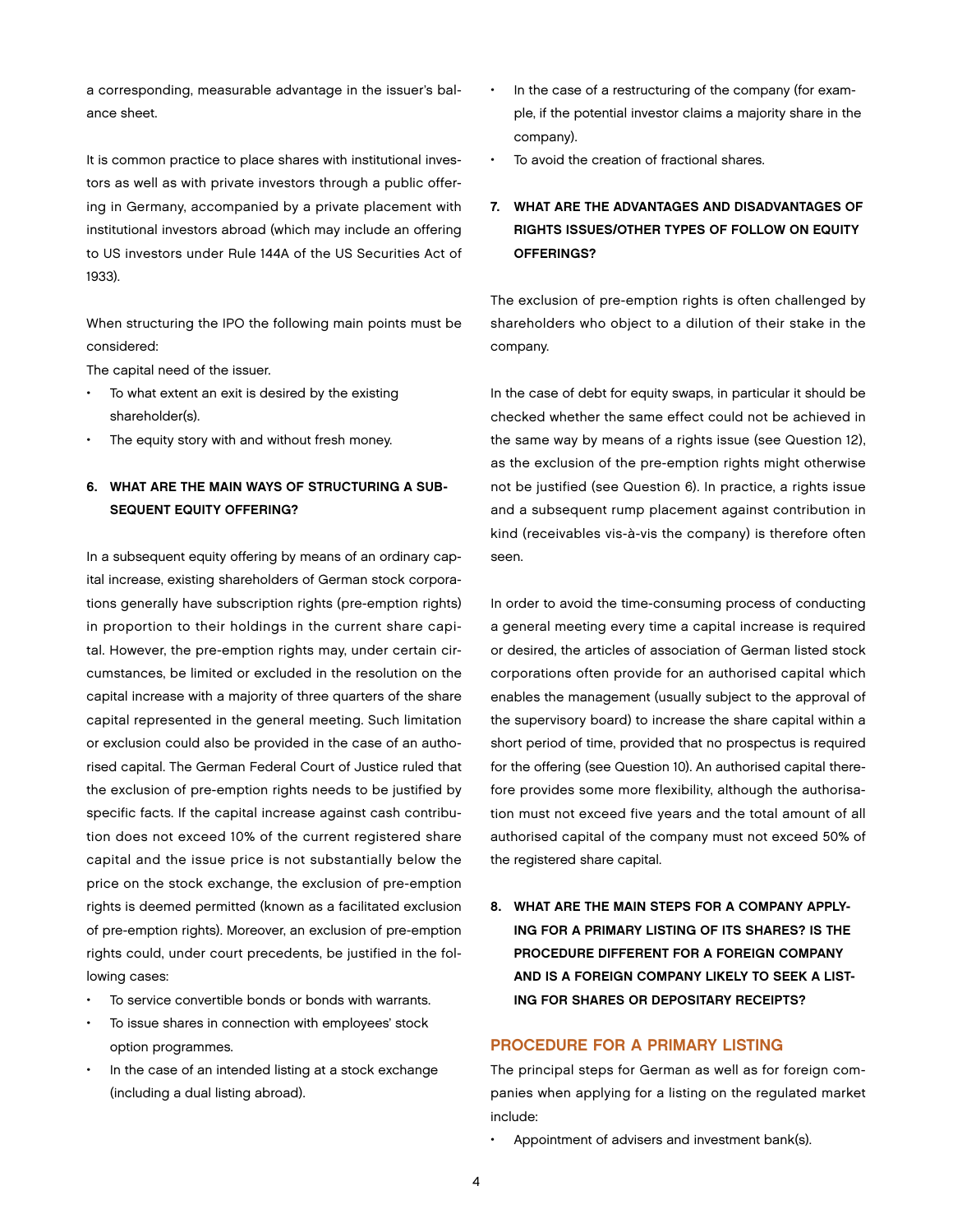a corresponding, measurable advantage in the issuer's balance sheet.

It is common practice to place shares with institutional investors as well as with private investors through a public offering in Germany, accompanied by a private placement with institutional investors abroad (which may include an offering to US investors under Rule 144A of the US Securities Act of 1933).

When structuring the IPO the following main points must be considered:

The capital need of the issuer.

- To what extent an exit is desired by the existing shareholder(s).
- The equity story with and without fresh money.

### 6. WHAT ARE THE MAIN WAYS OF STRUCTURING A SUBSEQUENT EQUITY OFFERING?

In a subsequent equity offering by means of an ordinary capital increase, existing shareholders of German stock corporations generally have subscription rights (pre-emption rights) in proportion to their holdings in the current share capital. However, the pre-emption rights may, under certain circumstances, be limited or excluded in the resolution on the capital increase with a majority of three quarters of the share capital represented in the general meeting. Such limitation or exclusion could also be provided in the case of an authorised capital. The German Federal Court of Justice ruled that the exclusion of pre-emption rights needs to be justified by specific facts. If the capital increase against cash contribution does not exceed 10% of the current registered share capital and the issue price is not substantially below the price on the stock exchange, the exclusion of pre-emption rights is deemed permitted (known as a facilitated exclusion of pre-emption rights). Moreover, an exclusion of pre-emption rights could, under court precedents, be justified in the following cases:

- To service convertible bonds or bonds with warrants.
- To issue shares in connection with employees' stock option programmes.
- In the case of an intended listing at a stock exchange (including a dual listing abroad).
- In the case of a restructuring of the company (for example, if the potential investor claims a majority share in the company).
- To avoid the creation of fractional shares.

### 7. WHAT ARE THE ADVANTAGES AND DISADVANTAGES OF RIGHTS ISSUES/OTHER TYPES OF FOLLOW ON EQUITY OFFERINGS?

The exclusion of pre-emption rights is often challenged by shareholders who object to a dilution of their stake in the company.

In the case of debt for equity swaps, in particular it should be checked whether the same effect could not be achieved in the same way by means of a rights issue (see Question 12), as the exclusion of the pre-emption rights might otherwise not be justified (see Question 6). In practice, a rights issue and a subsequent rump placement against contribution in kind (receivables vis-à-vis the company) is therefore often seen.

In order to avoid the time-consuming process of conducting a general meeting every time a capital increase is required or desired, the articles of association of German listed stock corporations often provide for an authorised capital which enables the management (usually subject to the approval of the supervisory board) to increase the share capital within a short period of time, provided that no prospectus is required for the offering (see Question 10). An authorised capital therefore provides some more flexibility, although the authorisation must not exceed five years and the total amount of all authorised capital of the company must not exceed 50% of the registered share capital.

### 8. WHAT ARE THE MAIN STEPS FOR A COMPANY APPLYING FOR A PRIMARY LISTING OF ITS SHARES? IS THE PROCEDURE DIFFERENT FOR A FOREIGN COMPANY AND IS A FOREIGN COMPANY LIKELY TO SEEK A LISTING FOR SHARES OR DEPOSITARY RECEIPTS?

## PROCEDURE FOR A PRIMARY LISTING

The principal steps for German as well as for foreign companies when applying for a listing on the regulated market include:

- Appointment of advisers and investment bank(s).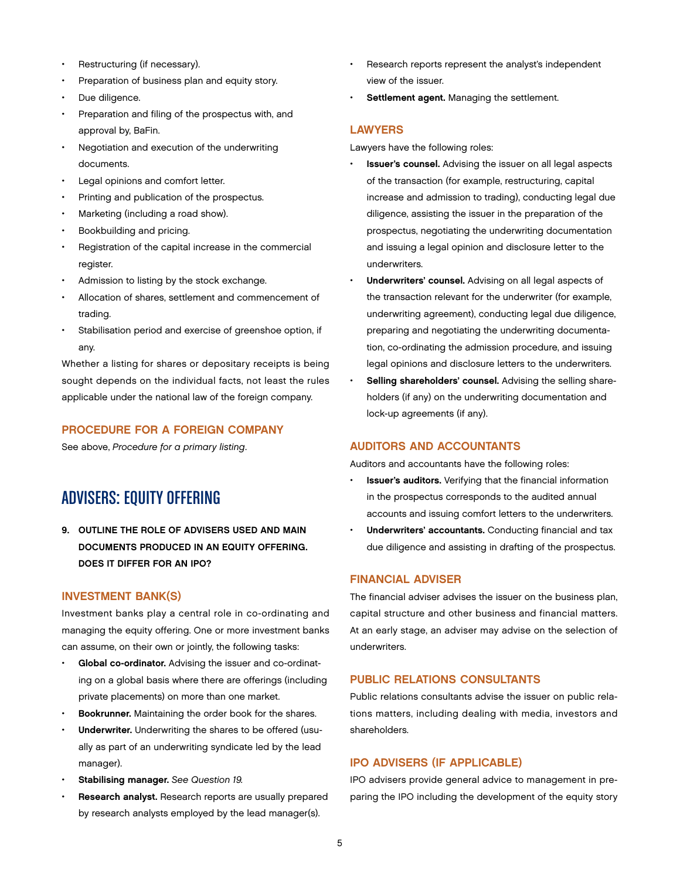- Restructuring (if necessary).
- Preparation of business plan and equity story.
- Due diligence.
- Preparation and filing of the prospectus with, and approval by, BaFin.
- Negotiation and execution of the underwriting documents.
- Legal opinions and comfort letter.
- Printing and publication of the prospectus.
- Marketing (including a road show).
- Bookbuilding and pricing.
- Registration of the capital increase in the commercial register.
- Admission to listing by the stock exchange.
- Allocation of shares, settlement and commencement of trading.
- Stabilisation period and exercise of greenshoe option, if any.

Whether a listing for shares or depositary receipts is being sought depends on the individual facts, not least the rules applicable under the national law of the foreign company.

### PROCEDURE FOR A FOREIGN COMPANY

See above, *Procedure for a primary listing*.

## ADVISERS: EQUITY OFFERING

**9. OUTLINE THE ROLE OF ADVISERS USED AND MAIN DOCUMENTS PRODUCED IN AN EQUITY OFFERING. DOES IT DIFFER FOR AN IPO?**

### INVESTMENT BANK(S)

Investment banks play a central role in co-ordinating and managing the equity offering. One or more investment banks can assume, on their own or jointly, the following tasks:

- **Global co-ordinator.** Advising the issuer and co-ordinating on a global basis where there are offerings (including private placements) on more than one market.
- **Bookrunner.** Maintaining the order book for the shares.
- **Underwriter.** Underwriting the shares to be offered (usually as part of an underwriting syndicate led by the lead manager).
- **Stabilising manager.** *See Question 19.*
- **Research analyst.** Research reports are usually prepared by research analysts employed by the lead manager(s).
- Research reports represent the analyst's independent view of the issuer.
- **Settlement agent.** Managing the settlement.

### LAWYERS

Lawyers have the following roles:

- **Issuer's counsel.** Advising the issuer on all legal aspects of the transaction (for example, restructuring, capital increase and admission to trading), conducting legal due diligence, assisting the issuer in the preparation of the prospectus, negotiating the underwriting documentation and issuing a legal opinion and disclosure letter to the underwriters.
- **Underwriters' counsel.** Advising on all legal aspects of the transaction relevant for the underwriter (for example, underwriting agreement), conducting legal due diligence, preparing and negotiating the underwriting documentation, co-ordinating the admission procedure, and issuing legal opinions and disclosure letters to the underwriters.
- **Selling shareholders' counsel.** Advising the selling shareholders (if any) on the underwriting documentation and lock-up agreements (if any).

### AUDITORS AND ACCOUNTANTS

Auditors and accountants have the following roles:

- **Issuer's auditors.** Verifying that the financial information in the prospectus corresponds to the audited annual accounts and issuing comfort letters to the underwriters.
- **Underwriters' accountants.** Conducting financial and tax due diligence and assisting in drafting of the prospectus.

### FINANCIAL ADVISER

The financial adviser advises the issuer on the business plan, capital structure and other business and financial matters. At an early stage, an adviser may advise on the selection of underwriters.

### PUBLIC RELATIONS CONSULTANTS

Public relations consultants advise the issuer on public relations matters, including dealing with media, investors and shareholders.

### IPO ADVISERS (IF APPLICABLE)

IPO advisers provide general advice to management in preparing the IPO including the development of the equity story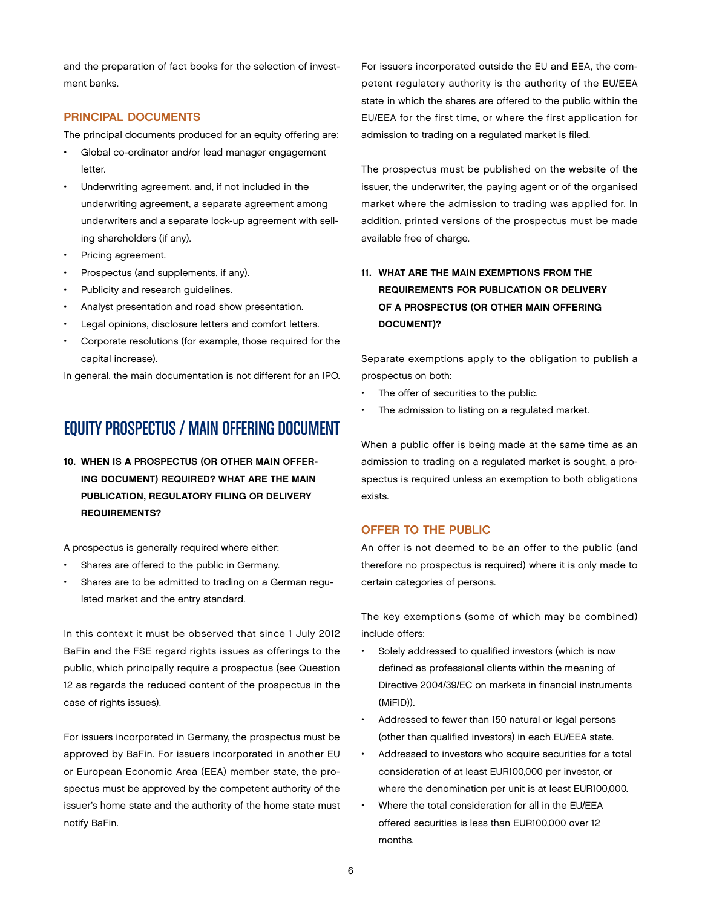and the preparation of fact books for the selection of investment banks.

### PRINCIPAL DOCUMENTS

The principal documents produced for an equity offering are:

- Global co-ordinator and/or lead manager engagement letter.
- Underwriting agreement, and, if not included in the underwriting agreement, a separate agreement among underwriters and a separate lock-up agreement with selling shareholders (if any).
- Pricing agreement.
- Prospectus (and supplements, if any).
- Publicity and research guidelines.
- Analyst presentation and road show presentation.
- Legal opinions, disclosure letters and comfort letters.
- Corporate resolutions (for example, those required for the capital increase).

In general, the main documentation is not different for an IPO.

## EQUITY PROSPECTUS / MAIN OFFERING DOCUMENT

**10. WHEN IS A PROSPECTUS (OR OTHER MAIN OFFERING DOCUMENT) REQUIRED? WHAT ARE THE MAIN PUBLICATION, REGULATORY FILING OR DELIVERY REQUIREMENTS?**

A prospectus is generally required where either:

- Shares are offered to the public in Germany.
- Shares are to be admitted to trading on a German regulated market and the entry standard.

In this context it must be observed that since 1 July 2012 BaFin and the FSE regard rights issues as offerings to the public, which principally require a prospectus (see Question 12 as regards the reduced content of the prospectus in the case of rights issues).

For issuers incorporated in Germany, the prospectus must be approved by BaFin. For issuers incorporated in another EU or European Economic Area (EEA) member state, the prospectus must be approved by the competent authority of the issuer's home state and the authority of the home state must notify BaFin.

For issuers incorporated outside the EU and EEA, the competent regulatory authority is the authority of the EU/EEA state in which the shares are offered to the public within the EU/EEA for the first time, or where the first application for admission to trading on a regulated market is filed.

The prospectus must be published on the website of the issuer, the underwriter, the paying agent or of the organised market where the admission to trading was applied for. In addition, printed versions of the prospectus must be made available free of charge.

**11. WHAT ARE THE MAIN EXEMPTIONS FROM THE REQUIREMENTS FOR PUBLICATION OR DELIVERY OF A PROSPECTUS (OR OTHER MAIN OFFERING DOCUMENT)?**

Separate exemptions apply to the obligation to publish a prospectus on both:

- The offer of securities to the public.
- The admission to listing on a regulated market.

When a public offer is being made at the same time as an admission to trading on a regulated market is sought, a prospectus is required unless an exemption to both obligations exists.

### OFFER TO THE PUBLIC

An offer is not deemed to be an offer to the public (and therefore no prospectus is required) where it is only made to certain categories of persons.

The key exemptions (some of which may be combined) include offers:

- Solely addressed to qualified investors (which is now defined as professional clients within the meaning of Directive 2004/39/EC on markets in financial instruments (MiFID)).
- Addressed to fewer than 150 natural or legal persons (other than qualified investors) in each EU/EEA state.
- Addressed to investors who acquire securities for a total consideration of at least EUR100,000 per investor, or where the denomination per unit is at least EUR100,000.
- Where the total consideration for all in the EU/EEA offered securities is less than EUR100,000 over 12 months.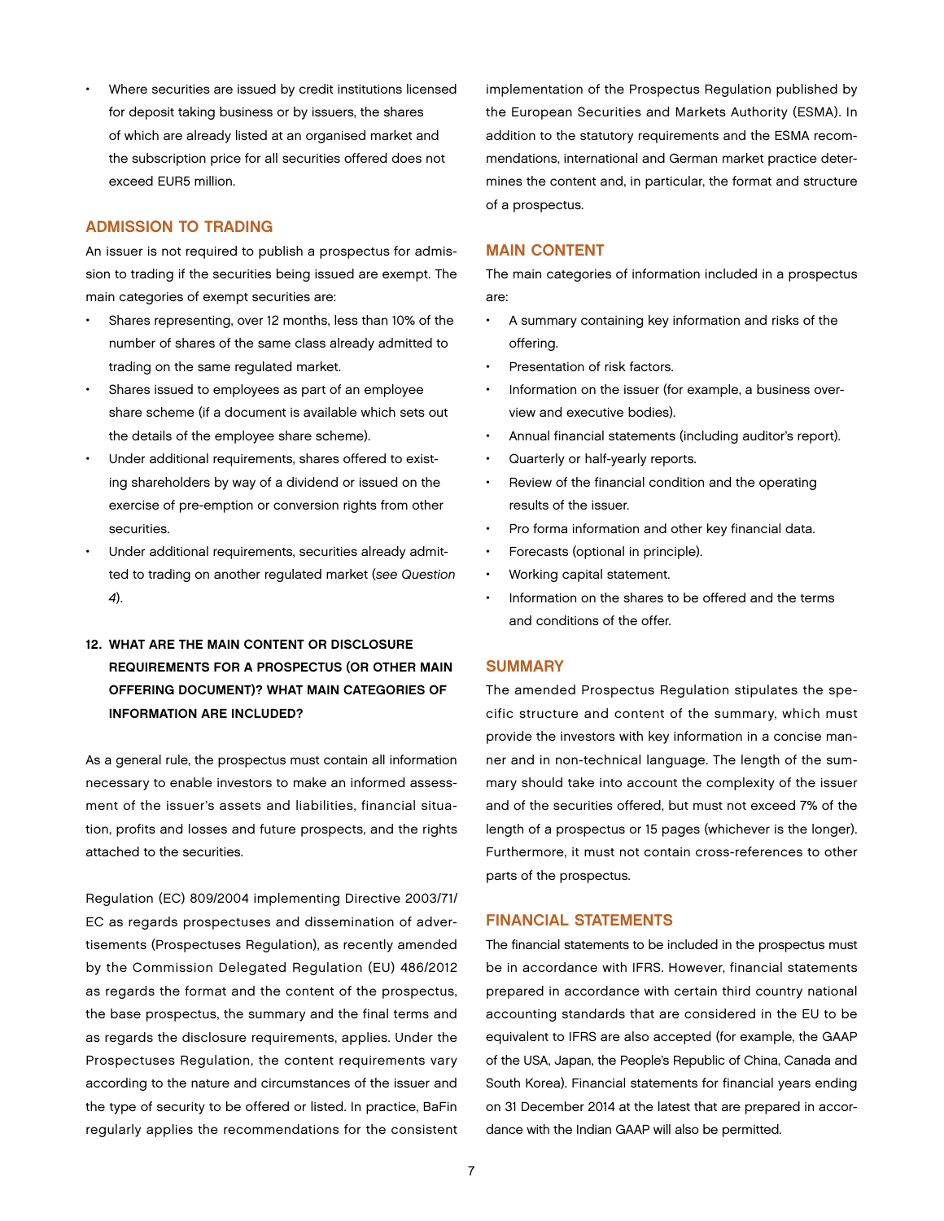- Where securities are issued by credit institutions licensed for deposit taking business or by issuers, the shares of which are already listed at an organised market and the subscription price for all securities offered does not exceed EUR5 million.

### ADMISSION TO TRADING

An issuer is not required to publish a prospectus for admission to trading if the securities being issued are exempt. The main categories of exempt securities are:

- Shares representing, over 12 months, less than 10% of the number of shares of the same class already admitted to trading on the same regulated market.
- Shares issued to employees as part of an employee share scheme (if a document is available which sets out the details of the employee share scheme).
- Under additional requirements, shares offered to existing shareholders by way of a dividend or issued on the exercise of pre-emption or conversion rights from other securities.
- Under additional requirements, securities already admitted to trading on another regulated market (*see Question 4*).

## 12. WHAT ARE THE MAIN CONTENT OR DISCLOSURE REQUIREMENTS FOR A PROSPECTUS (OR OTHER MAIN OFFERING DOCUMENT)? WHAT MAIN CATEGORIES OF INFORMATION ARE INCLUDED?

As a general rule, the prospectus must contain all information necessary to enable investors to make an informed assessment of the issuer's assets and liabilities, financial situation, profits and losses and future prospects, and the rights attached to the securities.

Regulation (EC) 809/2004 implementing Directive 2003/71/EC as regards prospectuses and dissemination of advertisements (Prospectuses Regulation), as recently amended by the Commission Delegated Regulation (EU) 486/2012 as regards the format and the content of the prospectus, the base prospectus, the summary and the final terms and as regards the disclosure requirements, applies. Under the Prospectuses Regulation, the content requirements vary according to the nature and circumstances of the issuer and the type of security to be offered or listed. In practice, BaFin regularly applies the recommendations for the consistent implementation of the Prospectus Regulation published by the European Securities and Markets Authority (ESMA). In addition to the statutory requirements and the ESMA recommendations, international and German market practice determines the content and, in particular, the format and structure of a prospectus.

### MAIN CONTENT

The main categories of information included in a prospectus are:

- A summary containing key information and risks of the offering.
- Presentation of risk factors.
- Information on the issuer (for example, a business overview and executive bodies).
- Annual financial statements (including auditor's report).
- Quarterly or half-yearly reports.
- Review of the financial condition and the operating results of the issuer.
- Pro forma information and other key financial data.
- Forecasts (optional in principle).
- Working capital statement.
- Information on the shares to be offered and the terms and conditions of the offer.

### SUMMARY

The amended Prospectus Regulation stipulates the specific structure and content of the summary, which must provide the investors with key information in a concise manner and in non-technical language. The length of the summary should take into account the complexity of the issuer and of the securities offered, but must not exceed 7% of the length of a prospectus or 15 pages (whichever is the longer). Furthermore, it must not contain cross-references to other parts of the prospectus.

### FINANCIAL STATEMENTS

The financial statements to be included in the prospectus must be in accordance with IFRS. However, financial statements prepared in accordance with certain third country national accounting standards that are considered in the EU to be equivalent to IFRS are also accepted (for example, the GAAP of the USA, Japan, the People's Republic of China, Canada and South Korea). Financial statements for financial years ending on 31 December 2014 at the latest that are prepared in accordance with the Indian GAAP will also be permitted.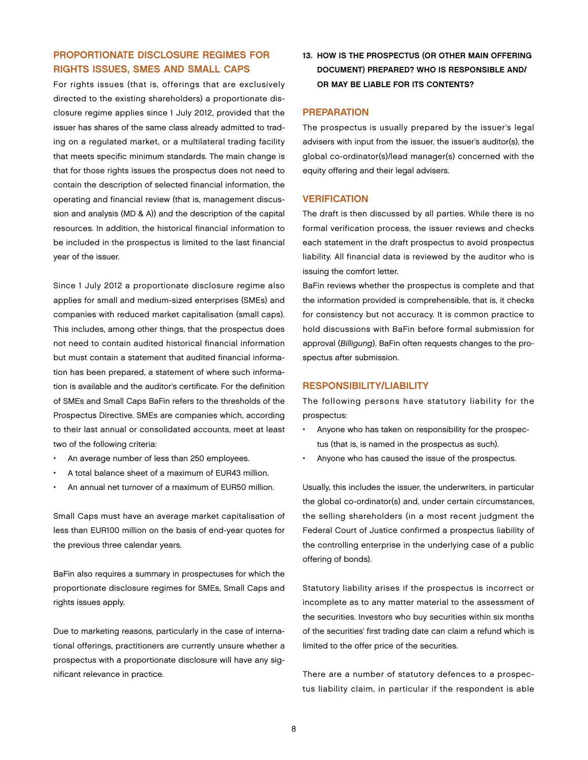## PROPORTIONATE DISCLOSURE REGIMES FOR RIGHTS ISSUES, SMES AND SMALL CAPS

For rights issues (that is, offerings that are exclusively directed to the existing shareholders) a proportionate disclosure regime applies since 1 July 2012, provided that the issuer has shares of the same class already admitted to trading on a regulated market, or a multilateral trading facility that meets specific minimum standards. The main change is that for those rights issues the prospectus does not need to contain the description of selected financial information, the operating and financial review (that is, management discussion and analysis (MD & A)) and the description of the capital resources. In addition, the historical financial information to be included in the prospectus is limited to the last financial year of the issuer.

Since 1 July 2012 a proportionate disclosure regime also applies for small and medium-sized enterprises (SMEs) and companies with reduced market capitalisation (small caps). This includes, among other things, that the prospectus does not need to contain audited historical financial information but must contain a statement that audited financial information has been prepared, a statement of where such information is available and the auditor's certificate. For the definition of SMEs and Small Caps BaFin refers to the thresholds of the Prospectus Directive. SMEs are companies which, according to their last annual or consolidated accounts, meet at least two of the following criteria:

- An average number of less than 250 employees.
- A total balance sheet of a maximum of EUR43 million.
- An annual net turnover of a maximum of EUR50 million.

Small Caps must have an average market capitalisation of less than EUR100 million on the basis of end-year quotes for the previous three calendar years.

BaFin also requires a summary in prospectuses for which the proportionate disclosure regimes for SMEs, Small Caps and rights issues apply.

Due to marketing reasons, particularly in the case of international offerings, practitioners are currently unsure whether a prospectus with a proportionate disclosure will have any significant relevance in practice.

### 13. HOW IS THE PROSPECTUS (OR OTHER MAIN OFFERING DOCUMENT) PREPARED? WHO IS RESPONSIBLE AND/OR MAY BE LIABLE FOR ITS CONTENTS?

## PREPARATION

The prospectus is usually prepared by the issuer's legal advisers with input from the issuer, the issuer's auditor(s), the global co-ordinator(s)/lead manager(s) concerned with the equity offering and their legal advisers.

## VERIFICATION

The draft is then discussed by all parties. While there is no formal verification process, the issuer reviews and checks each statement in the draft prospectus to avoid prospectus liability. All financial data is reviewed by the auditor who is issuing the comfort letter.

BaFin reviews whether the prospectus is complete and that the information provided is comprehensible, that is, it checks for consistency but not accuracy. It is common practice to hold discussions with BaFin before formal submission for approval (*Billigung*). BaFin often requests changes to the prospectus after submission.

## RESPONSIBILITY/LIABILITY

The following persons have statutory liability for the prospectus:

- Anyone who has taken on responsibility for the prospectus (that is, is named in the prospectus as such).
- Anyone who has caused the issue of the prospectus.

Usually, this includes the issuer, the underwriters, in particular the global co-ordinator(s) and, under certain circumstances, the selling shareholders (in a most recent judgment the Federal Court of Justice confirmed a prospectus liability of the controlling enterprise in the underlying case of a public offering of bonds).

Statutory liability arises if the prospectus is incorrect or incomplete as to any matter material to the assessment of the securities. Investors who buy securities within six months of the securities' first trading date can claim a refund which is limited to the offer price of the securities.

There are a number of statutory defences to a prospectus liability claim, in particular if the respondent is able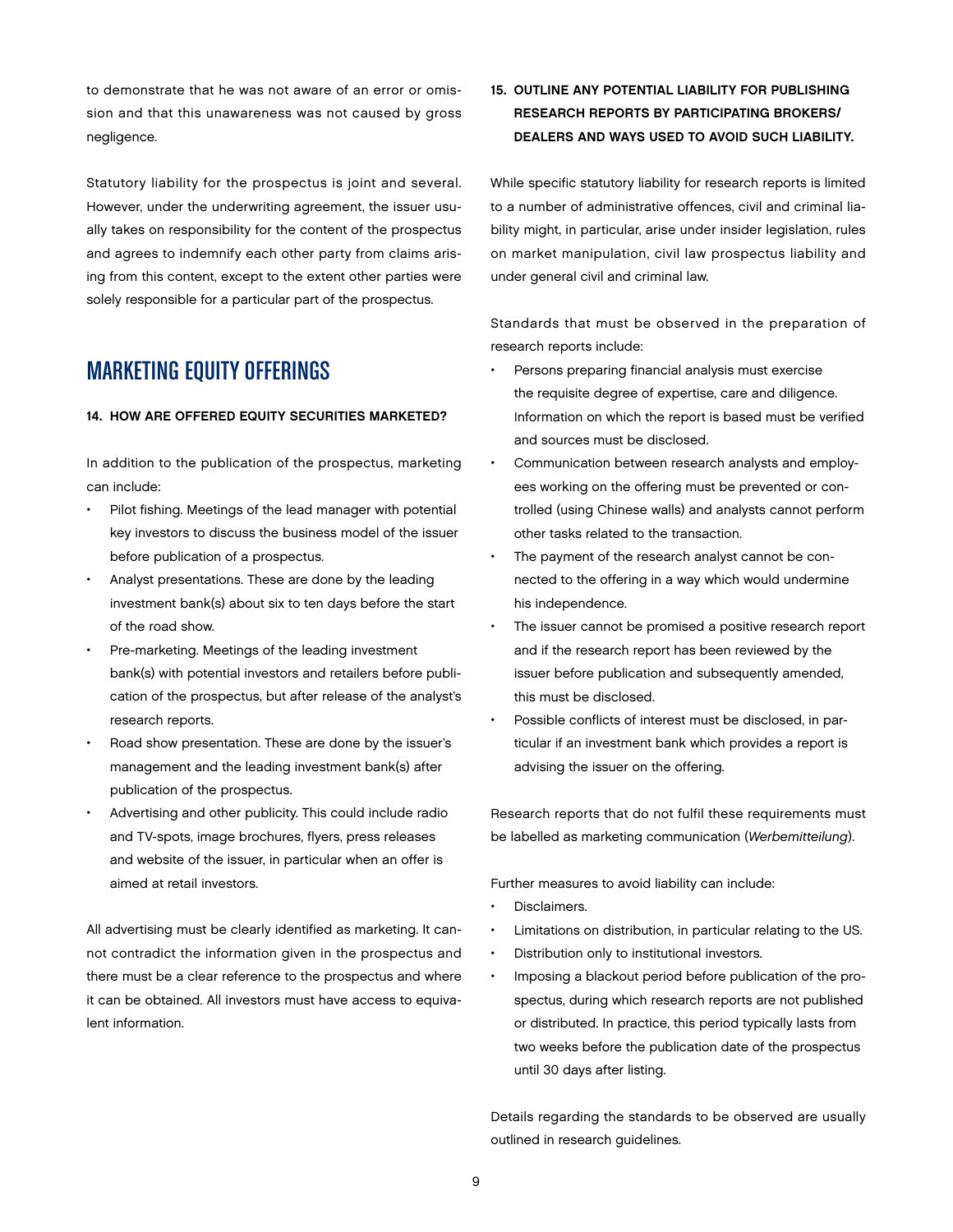to demonstrate that he was not aware of an error or omission and that this unawareness was not caused by gross negligence.

Statutory liability for the prospectus is joint and several. However, under the underwriting agreement, the issuer usually takes on responsibility for the content of the prospectus and agrees to indemnify each other party from claims arising from this content, except to the extent other parties were solely responsible for a particular part of the prospectus.

## MARKETING EQUITY OFFERINGS

### 14. HOW ARE OFFERED EQUITY SECURITIES MARKETED?

In addition to the publication of the prospectus, marketing can include:

- Pilot fishing. Meetings of the lead manager with potential key investors to discuss the business model of the issuer before publication of a prospectus.
- Analyst presentations. These are done by the leading investment bank(s) about six to ten days before the start of the road show.
- Pre-marketing. Meetings of the leading investment bank(s) with potential investors and retailers before publication of the prospectus, but after release of the analyst's research reports.
- Road show presentation. These are done by the issuer's management and the leading investment bank(s) after publication of the prospectus.
- Advertising and other publicity. This could include radio and TV-spots, image brochures, flyers, press releases and website of the issuer, in particular when an offer is aimed at retail investors.

All advertising must be clearly identified as marketing. It cannot contradict the information given in the prospectus and there must be a clear reference to the prospectus and where it can be obtained. All investors must have access to equivalent information.

### 15. OUTLINE ANY POTENTIAL LIABILITY FOR PUBLISHING RESEARCH REPORTS BY PARTICIPATING BROKERS/ DEALERS AND WAYS USED TO AVOID SUCH LIABILITY.

While specific statutory liability for research reports is limited to a number of administrative offences, civil and criminal liability might, in particular, arise under insider legislation, rules on market manipulation, civil law prospectus liability and under general civil and criminal law.

Standards that must be observed in the preparation of research reports include:

- Persons preparing financial analysis must exercise the requisite degree of expertise, care and diligence. Information on which the report is based must be verified and sources must be disclosed.
- Communication between research analysts and employees working on the offering must be prevented or controlled (using Chinese walls) and analysts cannot perform other tasks related to the transaction.
- The payment of the research analyst cannot be connected to the offering in a way which would undermine his independence.
- The issuer cannot be promised a positive research report and if the research report has been reviewed by the issuer before publication and subsequently amended, this must be disclosed.
- Possible conflicts of interest must be disclosed, in particular if an investment bank which provides a report is advising the issuer on the offering.

Research reports that do not fulfil these requirements must be labelled as marketing communication (*Werbemitteilung*).

Further measures to avoid liability can include:

- Disclaimers.
- Limitations on distribution, in particular relating to the US.
- Distribution only to institutional investors.
- Imposing a blackout period before publication of the prospectus, during which research reports are not published or distributed. In practice, this period typically lasts from two weeks before the publication date of the prospectus until 30 days after listing.

Details regarding the standards to be observed are usually outlined in research guidelines.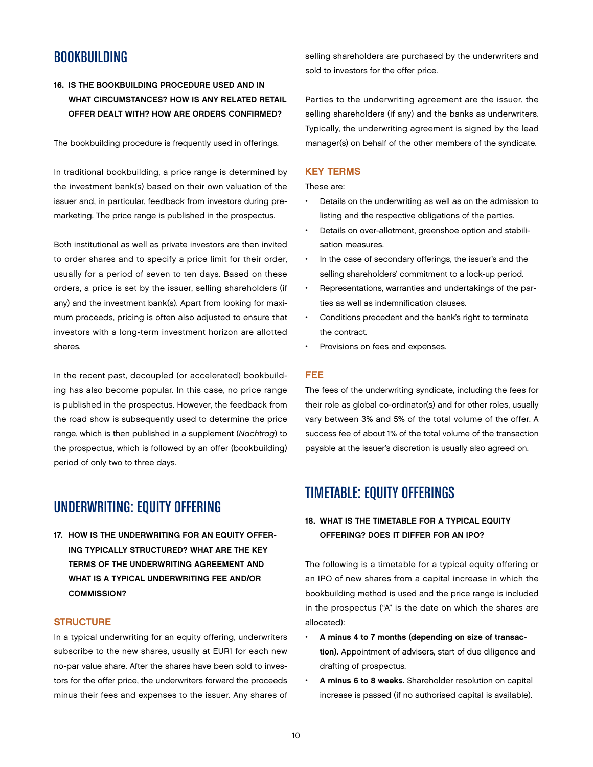## BOOKBUILDING

**16. IS THE BOOKBUILDING PROCEDURE USED AND IN WHAT CIRCUMSTANCES? HOW IS ANY RELATED RETAIL OFFER DEALT WITH? HOW ARE ORDERS CONFIRMED?**

The bookbuilding procedure is frequently used in offerings.

In traditional bookbuilding, a price range is determined by the investment bank(s) based on their own valuation of the issuer and, in particular, feedback from investors during pre-marketing. The price range is published in the prospectus.

Both institutional as well as private investors are then invited to order shares and to specify a price limit for their order, usually for a period of seven to ten days. Based on these orders, a price is set by the issuer, selling shareholders (if any) and the investment bank(s). Apart from looking for maximum proceeds, pricing is often also adjusted to ensure that investors with a long-term investment horizon are allotted shares.

In the recent past, decoupled (or accelerated) bookbuilding has also become popular. In this case, no price range is published in the prospectus. However, the feedback from the road show is subsequently used to determine the price range, which is then published in a supplement (*Nachtrag*) to the prospectus, which is followed by an offer (bookbuilding) period of only two to three days.

## UNDERWRITING: EQUITY OFFERING

**17. HOW IS THE UNDERWRITING FOR AN EQUITY OFFERING TYPICALLY STRUCTURED? WHAT ARE THE KEY TERMS OF THE UNDERWRITING AGREEMENT AND WHAT IS A TYPICAL UNDERWRITING FEE AND/OR COMMISSION?**

### STRUCTURE

In a typical underwriting for an equity offering, underwriters subscribe to the new shares, usually at EUR1 for each new no-par value share. After the shares have been sold to investors for the offer price, the underwriters forward the proceeds minus their fees and expenses to the issuer. Any shares of selling shareholders are purchased by the underwriters and sold to investors for the offer price.

Parties to the underwriting agreement are the issuer, the selling shareholders (if any) and the banks as underwriters. Typically, the underwriting agreement is signed by the lead manager(s) on behalf of the other members of the syndicate.

### KEY TERMS

These are:

- Details on the underwriting as well as on the admission to listing and the respective obligations of the parties.
- Details on over-allotment, greenshoe option and stabilisation measures.
- In the case of secondary offerings, the issuer's and the selling shareholders' commitment to a lock-up period.
- Representations, warranties and undertakings of the parties as well as indemnification clauses.
- Conditions precedent and the bank's right to terminate the contract.
- Provisions on fees and expenses.

### FEE

The fees of the underwriting syndicate, including the fees for their role as global co-ordinator(s) and for other roles, usually vary between 3% and 5% of the total volume of the offer. A success fee of about 1% of the total volume of the transaction payable at the issuer's discretion is usually also agreed on.

## TIMETABLE: EQUITY OFFERINGS

**18. WHAT IS THE TIMETABLE FOR A TYPICAL EQUITY OFFERING? DOES IT DIFFER FOR AN IPO?**

The following is a timetable for a typical equity offering or an IPO of new shares from a capital increase in which the bookbuilding method is used and the price range is included in the prospectus ("A" is the date on which the shares are allocated):

- **A minus 4 to 7 months (depending on size of transaction).** Appointment of advisers, start of due diligence and drafting of prospectus.
- **A minus 6 to 8 weeks.** Shareholder resolution on capital increase is passed (if no authorised capital is available).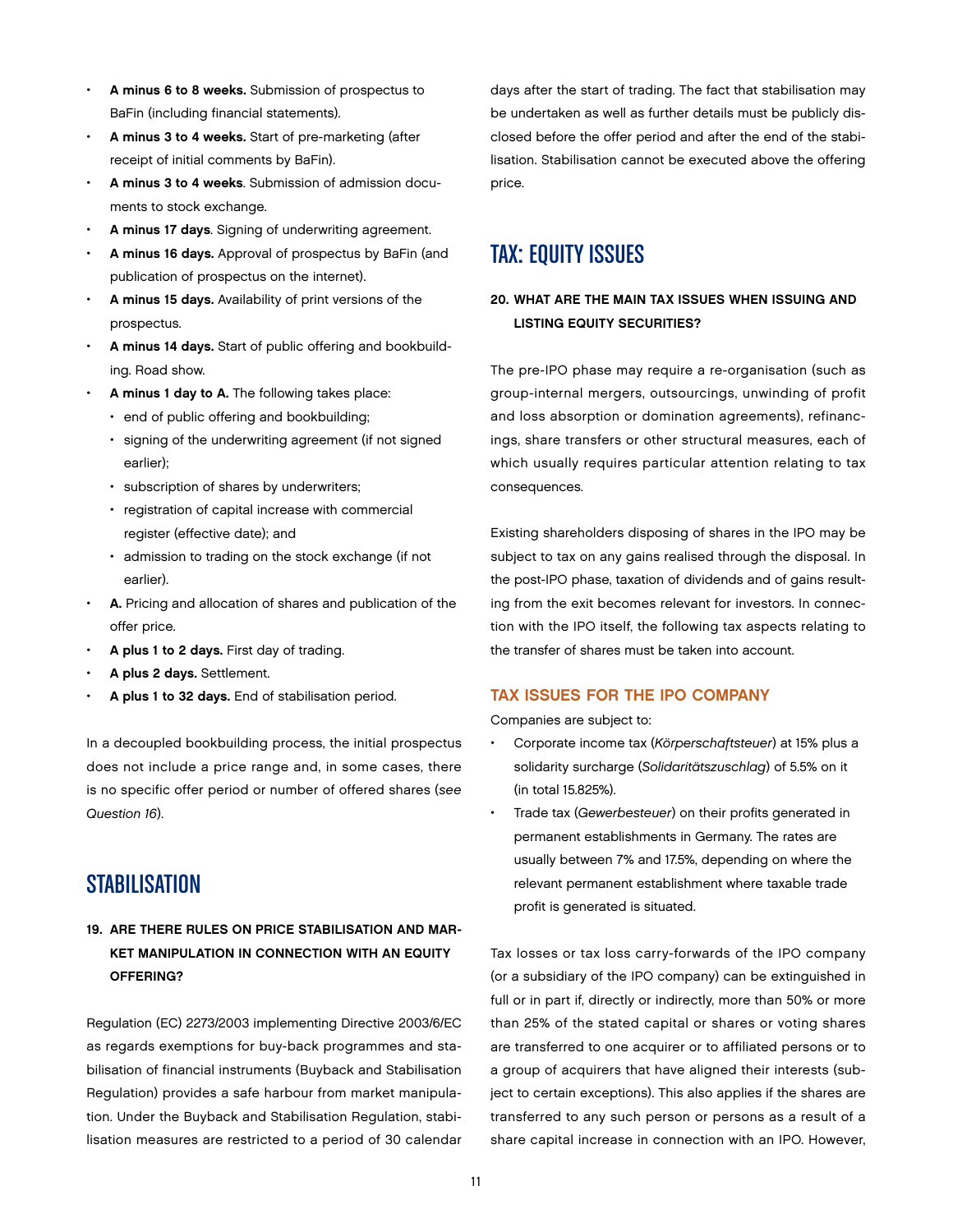- **A minus 6 to 8 weeks.** Submission of prospectus to BaFin (including financial statements).
- **A minus 3 to 4 weeks.** Start of pre-marketing (after receipt of initial comments by BaFin).
- **A minus 3 to 4 weeks**. Submission of admission documents to stock exchange.
- **A minus 17 days**. Signing of underwriting agreement.
- **A minus 16 days.** Approval of prospectus by BaFin (and publication of prospectus on the internet).
- **A minus 15 days.** Availability of print versions of the prospectus.
- **A minus 14 days.** Start of public offering and bookbuilding. Road show.
- **A minus 1 day to A.** The following takes place:
  - end of public offering and bookbuilding;
  - signing of the underwriting agreement (if not signed earlier);
  - subscription of shares by underwriters;
  - registration of capital increase with commercial register (effective date); and
  - admission to trading on the stock exchange (if not earlier).
- **A.** Pricing and allocation of shares and publication of the offer price.
- **A plus 1 to 2 days.** First day of trading.
- **A plus 2 days.** Settlement.
- **A plus 1 to 32 days.** End of stabilisation period.

In a decoupled bookbuilding process, the initial prospectus does not include a price range and, in some cases, there is no specific offer period or number of offered shares (*see Question 16*).

## STABILISATION

### 19. ARE THERE RULES ON PRICE STABILISATION AND MARKET MANIPULATION IN CONNECTION WITH AN EQUITY OFFERING?

Regulation (EC) 2273/2003 implementing Directive 2003/6/EC as regards exemptions for buy-back programmes and stabilisation of financial instruments (Buyback and Stabilisation Regulation) provides a safe harbour from market manipulation. Under the Buyback and Stabilisation Regulation, stabilisation measures are restricted to a period of 30 calendar days after the start of trading. The fact that stabilisation may be undertaken as well as further details must be publicly disclosed before the offer period and after the end of the stabilisation. Stabilisation cannot be executed above the offering price.

## TAX: EQUITY ISSUES

### 20. WHAT ARE THE MAIN TAX ISSUES WHEN ISSUING AND LISTING EQUITY SECURITIES?

The pre-IPO phase may require a re-organisation (such as group-internal mergers, outsourcings, unwinding of profit and loss absorption or domination agreements), refinancings, share transfers or other structural measures, each of which usually requires particular attention relating to tax consequences.

Existing shareholders disposing of shares in the IPO may be subject to tax on any gains realised through the disposal. In the post-IPO phase, taxation of dividends and of gains resulting from the exit becomes relevant for investors. In connection with the IPO itself, the following tax aspects relating to the transfer of shares must be taken into account.

#### TAX ISSUES FOR THE IPO COMPANY

Companies are subject to:

- Corporate income tax (*Körperschaftsteuer*) at 15% plus a solidarity surcharge (*Solidaritätszuschlag*) of 5.5% on it (in total 15.825%).
- Trade tax (*Gewerbesteuer*) on their profits generated in permanent establishments in Germany. The rates are usually between 7% and 17.5%, depending on where the relevant permanent establishment where taxable trade profit is generated is situated.

Tax losses or tax loss carry-forwards of the IPO company (or a subsidiary of the IPO company) can be extinguished in full or in part if, directly or indirectly, more than 50% or more than 25% of the stated capital or shares or voting shares are transferred to one acquirer or to affiliated persons or to a group of acquirers that have aligned their interests (subject to certain exceptions). This also applies if the shares are transferred to any such person or persons as a result of a share capital increase in connection with an IPO. However,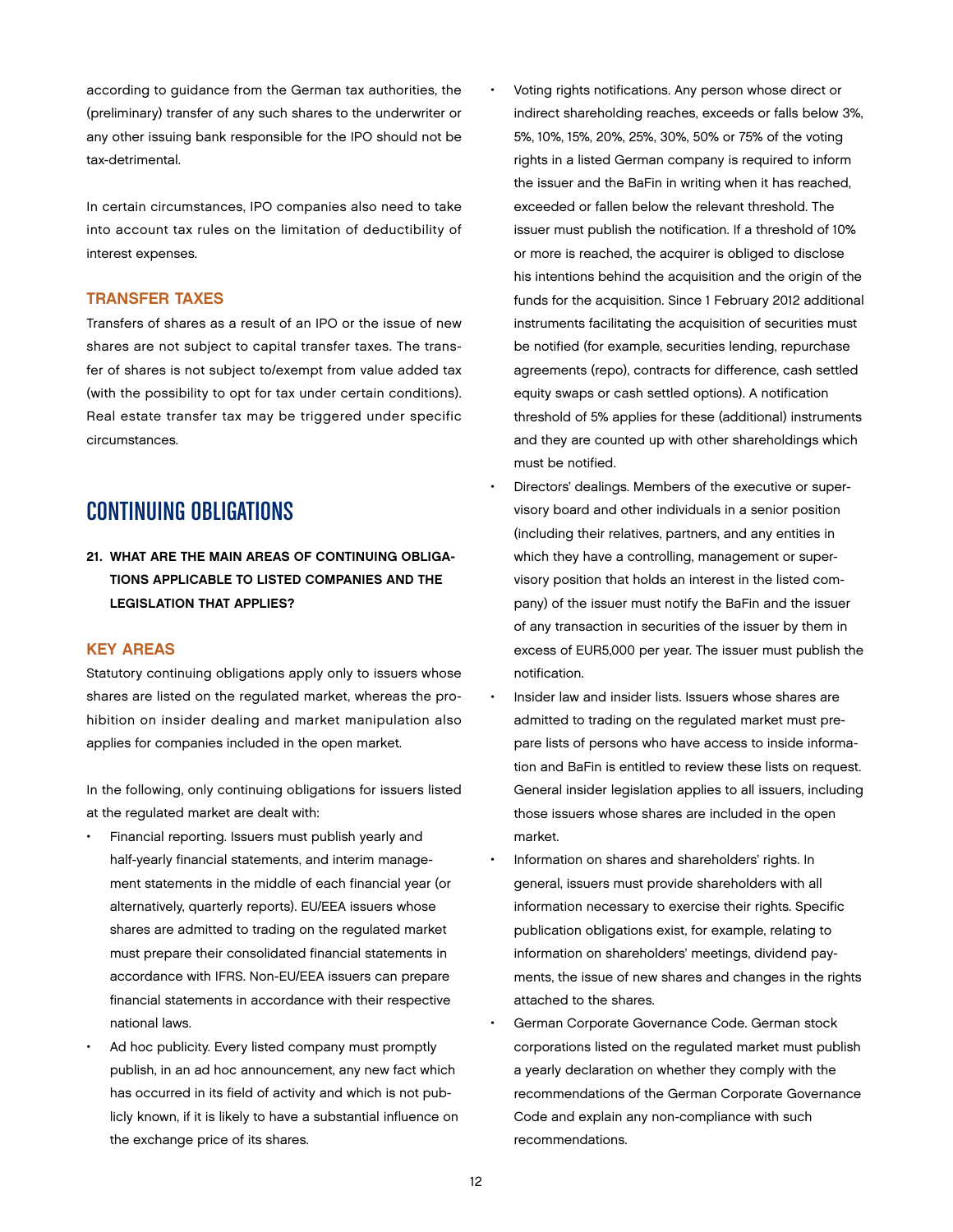according to guidance from the German tax authorities, the (preliminary) transfer of any such shares to the underwriter or any other issuing bank responsible for the IPO should not be tax-detrimental.

In certain circumstances, IPO companies also need to take into account tax rules on the limitation of deductibility of interest expenses.

### TRANSFER TAXES

Transfers of shares as a result of an IPO or the issue of new shares are not subject to capital transfer taxes. The transfer of shares is not subject to/exempt from value added tax (with the possibility to opt for tax under certain conditions). Real estate transfer tax may be triggered under specific circumstances.

## CONTINUING OBLIGATIONS

**21. WHAT ARE THE MAIN AREAS OF CONTINUING OBLIGATIONS APPLICABLE TO LISTED COMPANIES AND THE LEGISLATION THAT APPLIES?**

### KEY AREAS

Statutory continuing obligations apply only to issuers whose shares are listed on the regulated market, whereas the prohibition on insider dealing and market manipulation also applies for companies included in the open market.

In the following, only continuing obligations for issuers listed at the regulated market are dealt with:

- Financial reporting. Issuers must publish yearly and half-yearly financial statements, and interim management statements in the middle of each financial year (or alternatively, quarterly reports). EU/EEA issuers whose shares are admitted to trading on the regulated market must prepare their consolidated financial statements in accordance with IFRS. Non-EU/EEA issuers can prepare financial statements in accordance with their respective national laws.
- Ad hoc publicity. Every listed company must promptly publish, in an ad hoc announcement, any new fact which has occurred in its field of activity and which is not publicly known, if it is likely to have a substantial influence on the exchange price of its shares.
- Voting rights notifications. Any person whose direct or indirect shareholding reaches, exceeds or falls below 3%, 5%, 10%, 15%, 20%, 25%, 30%, 50% or 75% of the voting rights in a listed German company is required to inform the issuer and the BaFin in writing when it has reached, exceeded or fallen below the relevant threshold. The issuer must publish the notification. If a threshold of 10% or more is reached, the acquirer is obliged to disclose his intentions behind the acquisition and the origin of the funds for the acquisition. Since 1 February 2012 additional instruments facilitating the acquisition of securities must be notified (for example, securities lending, repurchase agreements (repo), contracts for difference, cash settled equity swaps or cash settled options). A notification threshold of 5% applies for these (additional) instruments and they are counted up with other shareholdings which must be notified.
- Directors' dealings. Members of the executive or supervisory board and other individuals in a senior position (including their relatives, partners, and any entities in which they have a controlling, management or supervisory position that holds an interest in the listed company) of the issuer must notify the BaFin and the issuer of any transaction in securities of the issuer by them in excess of EUR5,000 per year. The issuer must publish the notification.
- Insider law and insider lists. Issuers whose shares are admitted to trading on the regulated market must prepare lists of persons who have access to inside information and BaFin is entitled to review these lists on request. General insider legislation applies to all issuers, including those issuers whose shares are included in the open market.
- Information on shares and shareholders' rights. In general, issuers must provide shareholders with all information necessary to exercise their rights. Specific publication obligations exist, for example, relating to information on shareholders' meetings, dividend payments, the issue of new shares and changes in the rights attached to the shares.
- German Corporate Governance Code. German stock corporations listed on the regulated market must publish a yearly declaration on whether they comply with the recommendations of the German Corporate Governance Code and explain any non-compliance with such recommendations.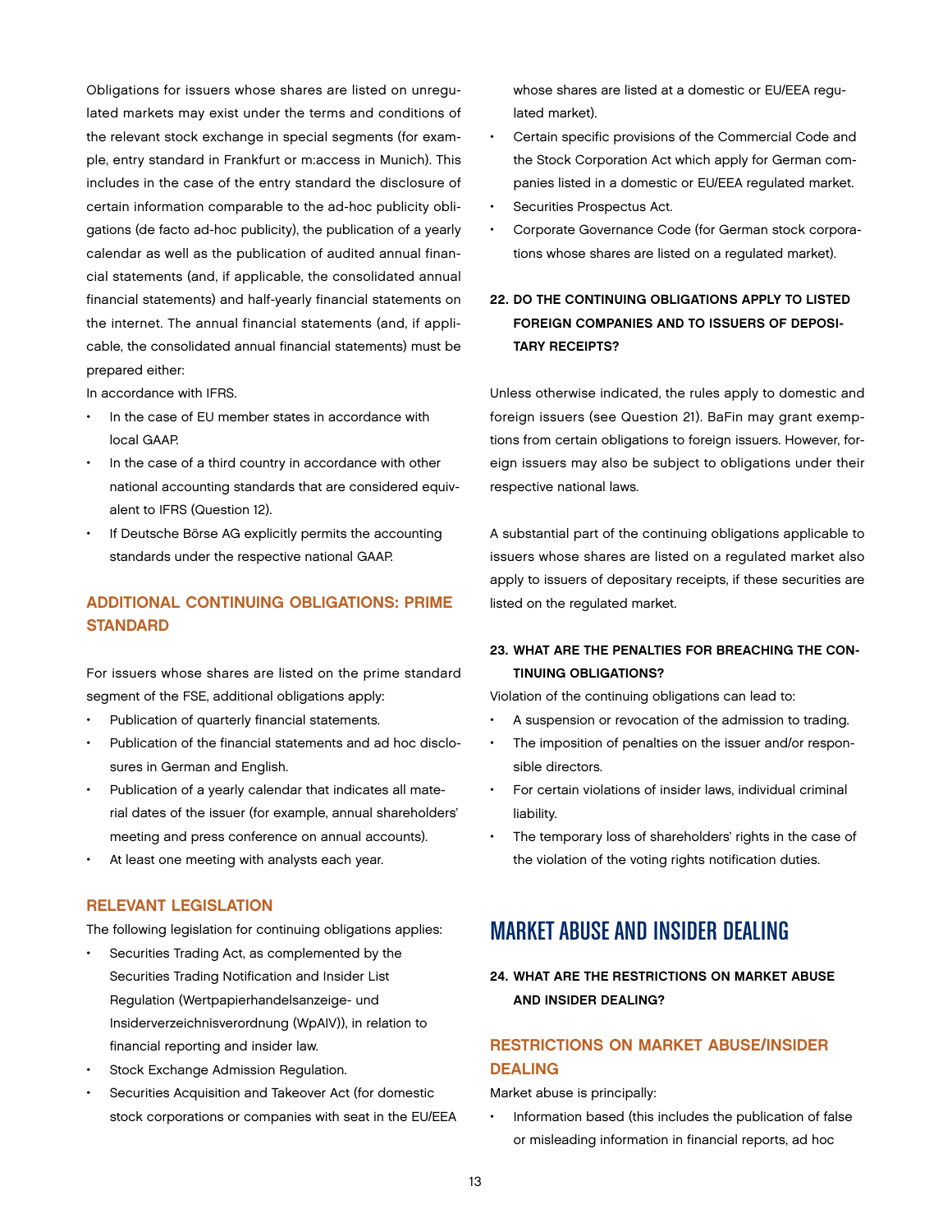Obligations for issuers whose shares are listed on unregulated markets may exist under the terms and conditions of the relevant stock exchange in special segments (for example, entry standard in Frankfurt or m:access in Munich). This includes in the case of the entry standard the disclosure of certain information comparable to the ad-hoc publicity obligations (de facto ad-hoc publicity), the publication of a yearly calendar as well as the publication of audited annual financial statements (and, if applicable, the consolidated annual financial statements) and half-yearly financial statements on the internet. The annual financial statements (and, if applicable, the consolidated annual financial statements) must be prepared either:

In accordance with IFRS.

- In the case of EU member states in accordance with local GAAP.
- In the case of a third country in accordance with other national accounting standards that are considered equivalent to IFRS (Question 12).
- If Deutsche Börse AG explicitly permits the accounting standards under the respective national GAAP.

### ADDITIONAL CONTINUING OBLIGATIONS: PRIME STANDARD

For issuers whose shares are listed on the prime standard segment of the FSE, additional obligations apply:

- Publication of quarterly financial statements.
- Publication of the financial statements and ad hoc disclosures in German and English.
- Publication of a yearly calendar that indicates all material dates of the issuer (for example, annual shareholders' meeting and press conference on annual accounts).
- At least one meeting with analysts each year.

### RELEVANT LEGISLATION

The following legislation for continuing obligations applies:

- Securities Trading Act, as complemented by the Securities Trading Notification and Insider List Regulation (Wertpapierhandelsanzeige- und Insiderverzeichnisverordnung (WpAIV)), in relation to financial reporting and insider law.
- Stock Exchange Admission Regulation.
- Securities Acquisition and Takeover Act (for domestic stock corporations or companies with seat in the EU/EEA whose shares are listed at a domestic or EU/EEA regulated market).
- Certain specific provisions of the Commercial Code and the Stock Corporation Act which apply for German companies listed in a domestic or EU/EEA regulated market.
- Securities Prospectus Act.
- Corporate Governance Code (for German stock corporations whose shares are listed on a regulated market).

#### 22. DO THE CONTINUING OBLIGATIONS APPLY TO LISTED FOREIGN COMPANIES AND TO ISSUERS OF DEPOSITARY RECEIPTS?

Unless otherwise indicated, the rules apply to domestic and foreign issuers (see Question 21). BaFin may grant exemptions from certain obligations to foreign issuers. However, foreign issuers may also be subject to obligations under their respective national laws.

A substantial part of the continuing obligations applicable to issuers whose shares are listed on a regulated market also apply to issuers of depositary receipts, if these securities are listed on the regulated market.

#### 23. WHAT ARE THE PENALTIES FOR BREACHING THE CONTINUING OBLIGATIONS?

Violation of the continuing obligations can lead to:

- A suspension or revocation of the admission to trading.
- The imposition of penalties on the issuer and/or responsible directors.
- For certain violations of insider laws, individual criminal liability.
- The temporary loss of shareholders' rights in the case of the violation of the voting rights notification duties.

## MARKET ABUSE AND INSIDER DEALING

#### 24. WHAT ARE THE RESTRICTIONS ON MARKET ABUSE AND INSIDER DEALING?

### RESTRICTIONS ON MARKET ABUSE/INSIDER DEALING

Market abuse is principally:

- Information based (this includes the publication of false or misleading information in financial reports, ad hoc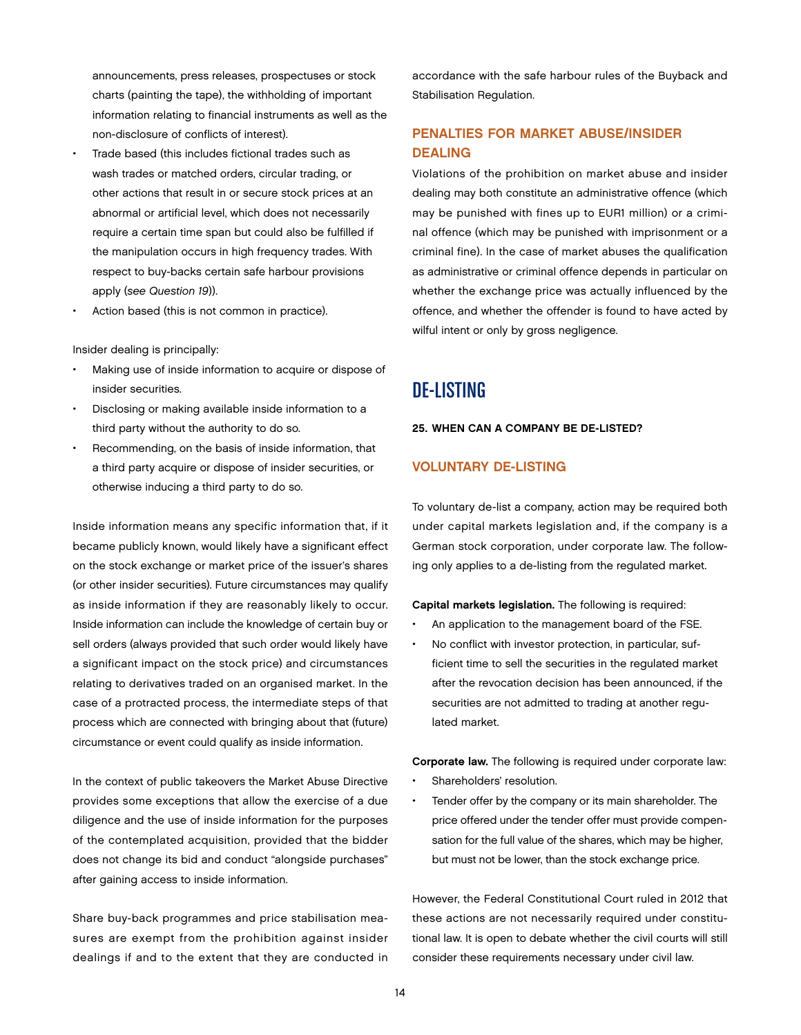announcements, press releases, prospectuses or stock charts (painting the tape), the withholding of important information relating to financial instruments as well as the non-disclosure of conflicts of interest).
- Trade based (this includes fictional trades such as wash trades or matched orders, circular trading, or other actions that result in or secure stock prices at an abnormal or artificial level, which does not necessarily require a certain time span but could also be fulfilled if the manipulation occurs in high frequency trades. With respect to buy-backs certain safe harbour provisions apply (*see Question 19*)).
- Action based (this is not common in practice).

Insider dealing is principally:
- Making use of inside information to acquire or dispose of insider securities.
- Disclosing or making available inside information to a third party without the authority to do so.
- Recommending, on the basis of inside information, that a third party acquire or dispose of insider securities, or otherwise inducing a third party to do so.

Inside information means any specific information that, if it became publicly known, would likely have a significant effect on the stock exchange or market price of the issuer's shares (or other insider securities). Future circumstances may qualify as inside information if they are reasonably likely to occur. Inside information can include the knowledge of certain buy or sell orders (always provided that such order would likely have a significant impact on the stock price) and circumstances relating to derivatives traded on an organised market. In the case of a protracted process, the intermediate steps of that process which are connected with bringing about that (future) circumstance or event could qualify as inside information.

In the context of public takeovers the Market Abuse Directive provides some exceptions that allow the exercise of a due diligence and the use of inside information for the purposes of the contemplated acquisition, provided that the bidder does not change its bid and conduct "alongside purchases" after gaining access to inside information.

Share buy-back programmes and price stabilisation measures are exempt from the prohibition against insider dealings if and to the extent that they are conducted in accordance with the safe harbour rules of the Buyback and Stabilisation Regulation.

### PENALTIES FOR MARKET ABUSE/INSIDER DEALING

Violations of the prohibition on market abuse and insider dealing may both constitute an administrative offence (which may be punished with fines up to EUR1 million) or a criminal offence (which may be punished with imprisonment or a criminal fine). In the case of market abuses the qualification as administrative or criminal offence depends in particular on whether the exchange price was actually influenced by the offence, and whether the offender is found to have acted by wilful intent or only by gross negligence.

## DE-LISTING

**25. WHEN CAN A COMPANY BE DE-LISTED?**

### VOLUNTARY DE-LISTING

To voluntary de-list a company, action may be required both under capital markets legislation and, if the company is a German stock corporation, under corporate law. The following only applies to a de-listing from the regulated market.

**Capital markets legislation.** The following is required:
- An application to the management board of the FSE.
- No conflict with investor protection, in particular, sufficient time to sell the securities in the regulated market after the revocation decision has been announced, if the securities are not admitted to trading at another regulated market.

**Corporate law.** The following is required under corporate law:
- Shareholders' resolution.
- Tender offer by the company or its main shareholder. The price offered under the tender offer must provide compensation for the full value of the shares, which may be higher, but must not be lower, than the stock exchange price.

However, the Federal Constitutional Court ruled in 2012 that these actions are not necessarily required under constitutional law. It is open to debate whether the civil courts will still consider these requirements necessary under civil law.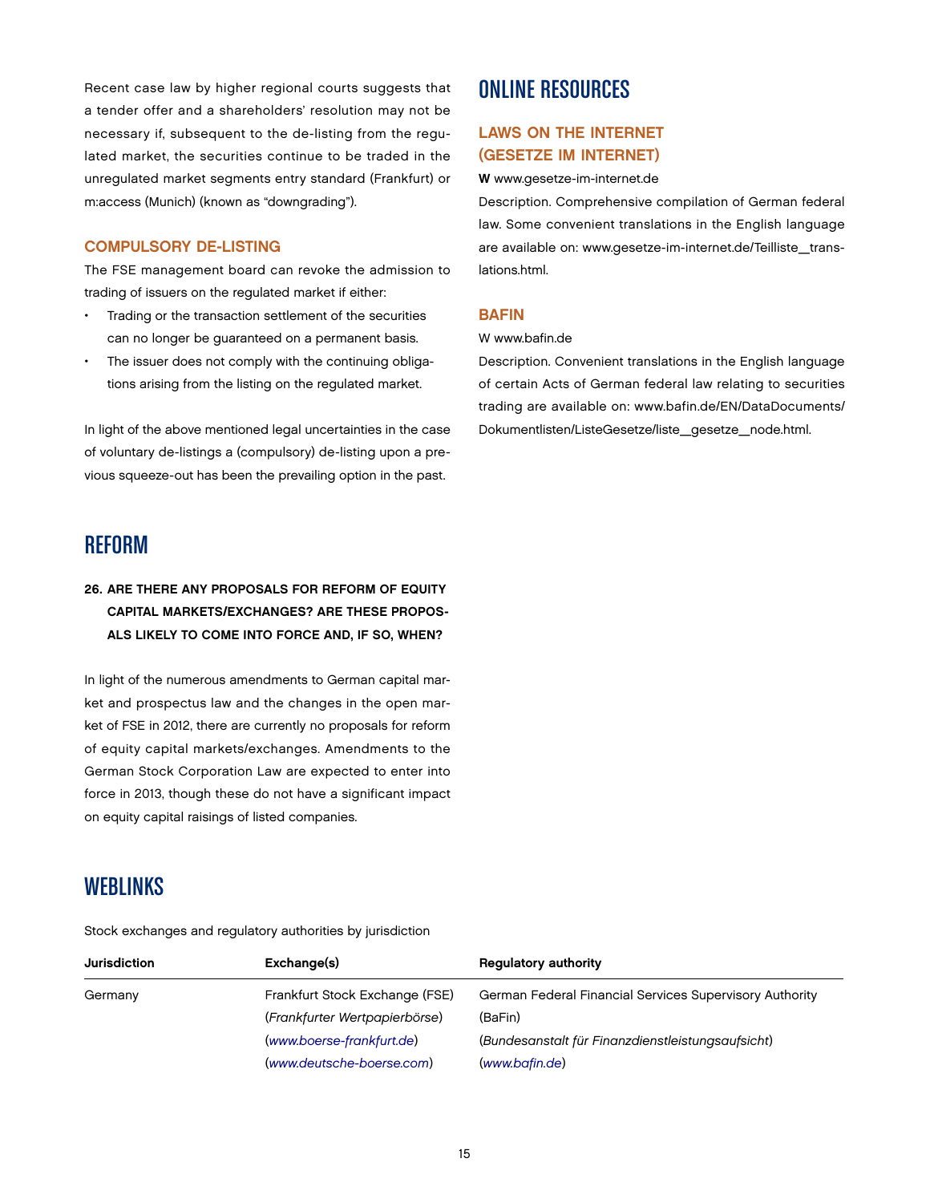Recent case law by higher regional courts suggests that a tender offer and a shareholders' resolution may not be necessary if, subsequent to the de-listing from the regulated market, the securities continue to be traded in the unregulated market segments entry standard (Frankfurt) or m:access (Munich) (known as "downgrading").

### COMPULSORY DE-LISTING

The FSE management board can revoke the admission to trading of issuers on the regulated market if either:

- Trading or the transaction settlement of the securities can no longer be guaranteed on a permanent basis.
- The issuer does not comply with the continuing obligations arising from the listing on the regulated market.

In light of the above mentioned legal uncertainties in the case of voluntary de-listings a (compulsory) de-listing upon a previous squeeze-out has been the prevailing option in the past.

## REFORM

**26. ARE THERE ANY PROPOSALS FOR REFORM OF EQUITY CAPITAL MARKETS/EXCHANGES? ARE THESE PROPOSALS LIKELY TO COME INTO FORCE AND, IF SO, WHEN?**

In light of the numerous amendments to German capital market and prospectus law and the changes in the open market of FSE in 2012, there are currently no proposals for reform of equity capital markets/exchanges. Amendments to the German Stock Corporation Law are expected to enter into force in 2013, though these do not have a significant impact on equity capital raisings of listed companies.

## ONLINE RESOURCES

### LAWS ON THE INTERNET (GESETZE IM INTERNET)

**W** www.gesetze-im-internet.de

Description. Comprehensive compilation of German federal law. Some convenient translations in the English language are available on: www.gesetze-im-internet.de/Teilliste_translations.html.

### BAFIN

W www.bafin.de

Description. Convenient translations in the English language of certain Acts of German federal law relating to securities trading are available on: www.bafin.de/EN/DataDocuments/Dokumentlisten/ListeGesetze/liste_gesetze_node.html.

## WEBLINKS

Stock exchanges and regulatory authorities by jurisdiction

| Jurisdiction | Exchange(s) | Regulatory authority |
|---|---|---|
| Germany | Frankfurt Stock Exchange (FSE) (*Frankfurter Wertpapierbörse*) (*www.boerse-frankfurt.de*) (*www.deutsche-boerse.com*) | German Federal Financial Services Supervisory Authority (BaFin) (*Bundesanstalt für Finanzdienstleistungsaufsicht*) (*www.bafin.de*) |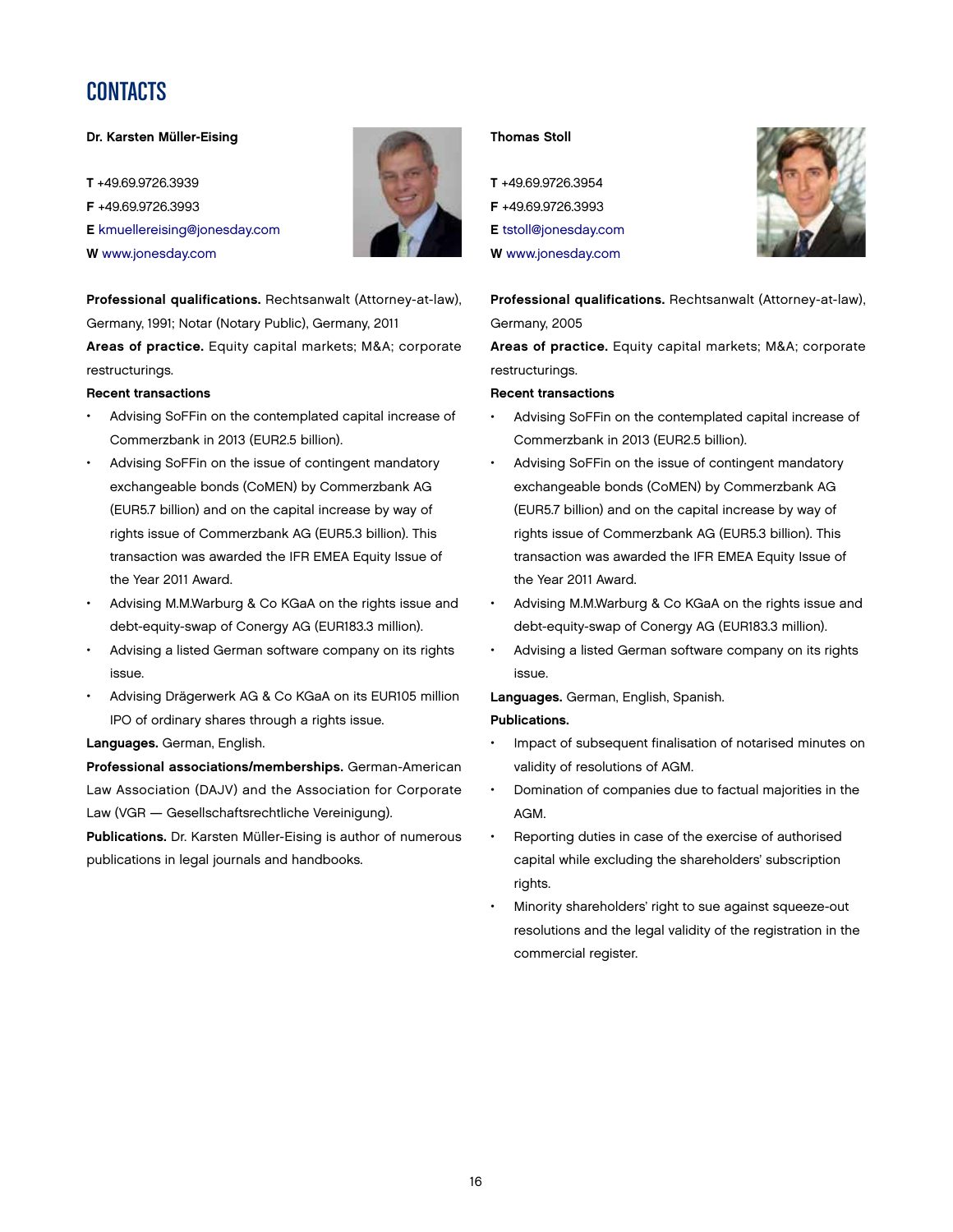# CONTACTS

**Dr. Karsten Müller-Eising**

**T** +49.69.9726.3939
**F** +49.69.9726.3993
**E** kmuellereising@jonesday.com
**W** www.jonesday.com

**Professional qualifications.** Rechtsanwalt (Attorney-at-law), Germany, 1991; Notar (Notary Public), Germany, 2011

**Areas of practice.** Equity capital markets; M&A; corporate restructurings.

**Recent transactions**

- Advising SoFFin on the contemplated capital increase of Commerzbank in 2013 (EUR2.5 billion).
- Advising SoFFin on the issue of contingent mandatory exchangeable bonds (CoMEN) by Commerzbank AG (EUR5.7 billion) and on the capital increase by way of rights issue of Commerzbank AG (EUR5.3 billion). This transaction was awarded the IFR EMEA Equity Issue of the Year 2011 Award.
- Advising M.M.Warburg & Co KGaA on the rights issue and debt-equity-swap of Conergy AG (EUR183.3 million).
- Advising a listed German software company on its rights issue.
- Advising Drägerwerk AG & Co KGaA on its EUR105 million IPO of ordinary shares through a rights issue.

**Languages.** German, English.

**Professional associations/memberships.** German-American Law Association (DAJV) and the Association for Corporate Law (VGR — Gesellschaftsrechtliche Vereinigung).

**Publications.** Dr. Karsten Müller-Eising is author of numerous publications in legal journals and handbooks.

**Thomas Stoll**

**T** +49.69.9726.3954
**F** +49.69.9726.3993
**E** tstoll@jonesday.com
**W** www.jonesday.com

**Professional qualifications.** Rechtsanwalt (Attorney-at-law), Germany, 2005

**Areas of practice.** Equity capital markets; M&A; corporate restructurings.

**Recent transactions**

- Advising SoFFin on the contemplated capital increase of Commerzbank in 2013 (EUR2.5 billion).
- Advising SoFFin on the issue of contingent mandatory exchangeable bonds (CoMEN) by Commerzbank AG (EUR5.7 billion) and on the capital increase by way of rights issue of Commerzbank AG (EUR5.3 billion). This transaction was awarded the IFR EMEA Equity Issue of the Year 2011 Award.
- Advising M.M.Warburg & Co KGaA on the rights issue and debt-equity-swap of Conergy AG (EUR183.3 million).
- Advising a listed German software company on its rights issue.

**Languages.** German, English, Spanish.

**Publications.**

- Impact of subsequent finalisation of notarised minutes on validity of resolutions of AGM.
- Domination of companies due to factual majorities in the AGM.
- Reporting duties in case of the exercise of authorised capital while excluding the shareholders' subscription rights.
- Minority shareholders' right to sue against squeeze-out resolutions and the legal validity of the registration in the commercial register.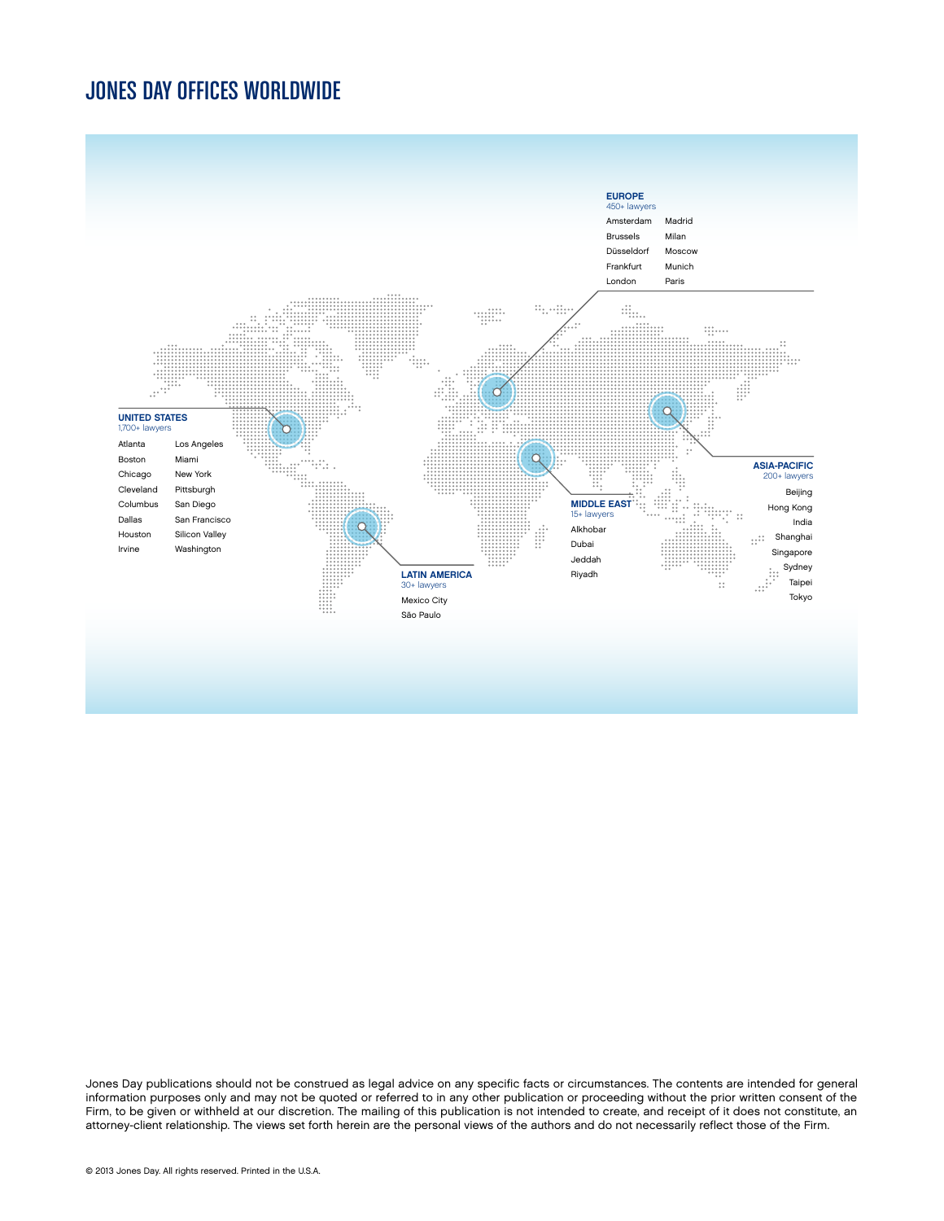# JONES DAY OFFICES WORLDWIDE

**EUROPE**
450+ lawyers

Amsterdam
Brussels
Düsseldorf
Frankfurt
London
Madrid
Milan
Moscow
Munich
Paris

**UNITED STATES**
1,700+ lawyers

Atlanta
Boston
Chicago
Cleveland
Columbus
Dallas
Houston
Irvine
Los Angeles
Miami
New York
Pittsburgh
San Diego
San Francisco
Silicon Valley
Washington

**ASIA-PACIFIC**
200+ lawyers

Beijing
Hong Kong
India
Shanghai
Singapore
Sydney
Taipei
Tokyo

**MIDDLE EAST**
15+ lawyers

Alkhobar
Dubai
Jeddah
Riyadh

**LATIN AMERICA**
30+ lawyers

Mexico City
São Paulo

Jones Day publications should not be construed as legal advice on any specific facts or circumstances. The contents are intended for general information purposes only and may not be quoted or referred to in any other publication or proceeding without the prior written consent of the Firm, to be given or withheld at our discretion. The mailing of this publication is not intended to create, and receipt of it does not constitute, an attorney-client relationship. The views set forth herein are the personal views of the authors and do not necessarily reflect those of the Firm.

© 2013 Jones Day. All rights reserved. Printed in the U.S.A.